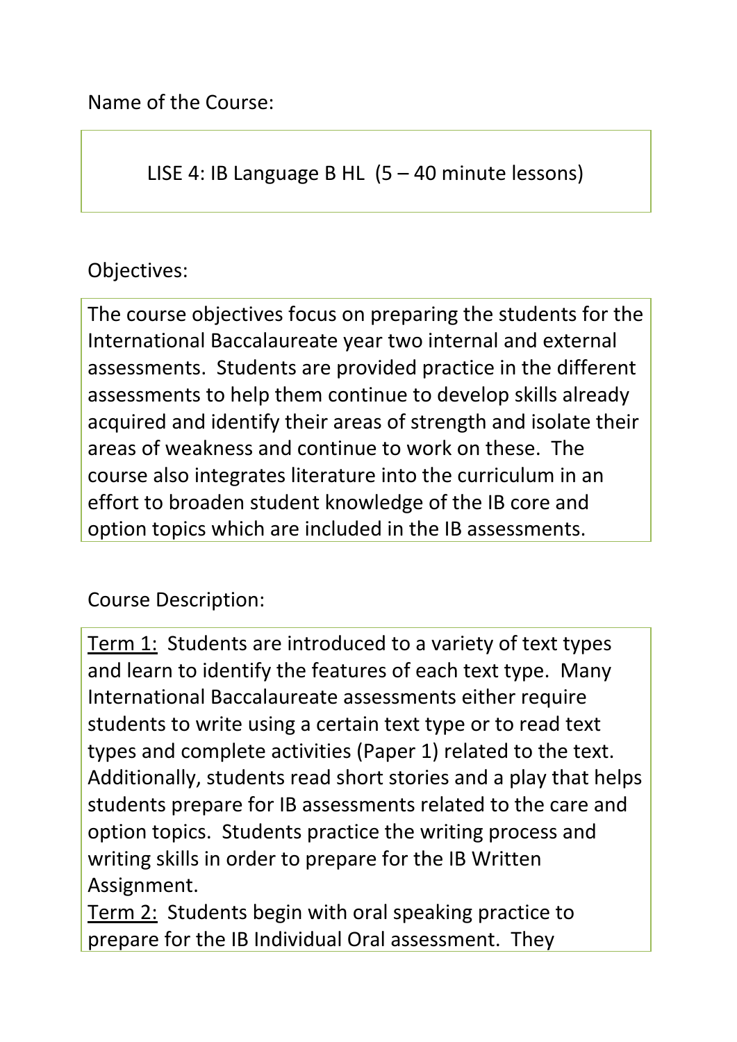Name of the Course:

LISE 4: IB Language B HL (5 – 40 minute lessons)

Objectives:

The course objectives focus on preparing the students for the International Baccalaureate year two internal and external assessments. Students are provided practice in the different assessments to help them continue to develop skills already acquired and identify their areas of strength and isolate their areas of weakness and continue to work on these. The course also integrates literature into the curriculum in an effort to broaden student knowledge of the IB core and option topics which are included in the IB assessments.

Course Description:

<u>Term 1:</u> Students are introduced to a variety of text types and learn to identify the features of each text type. Many International Baccalaureate assessments either require students to write using a certain text type or to read text types and complete activities (Paper 1) related to the text. Additionally, students read short stories and a play that helps students prepare for IB assessments related to the care and option topics. Students practice the writing process and writing skills in order to prepare for the IB Written Assignment.

<u>Term 2:</u> Students begin with oral speaking practice to prepare for the IB Individual Oral assessment. They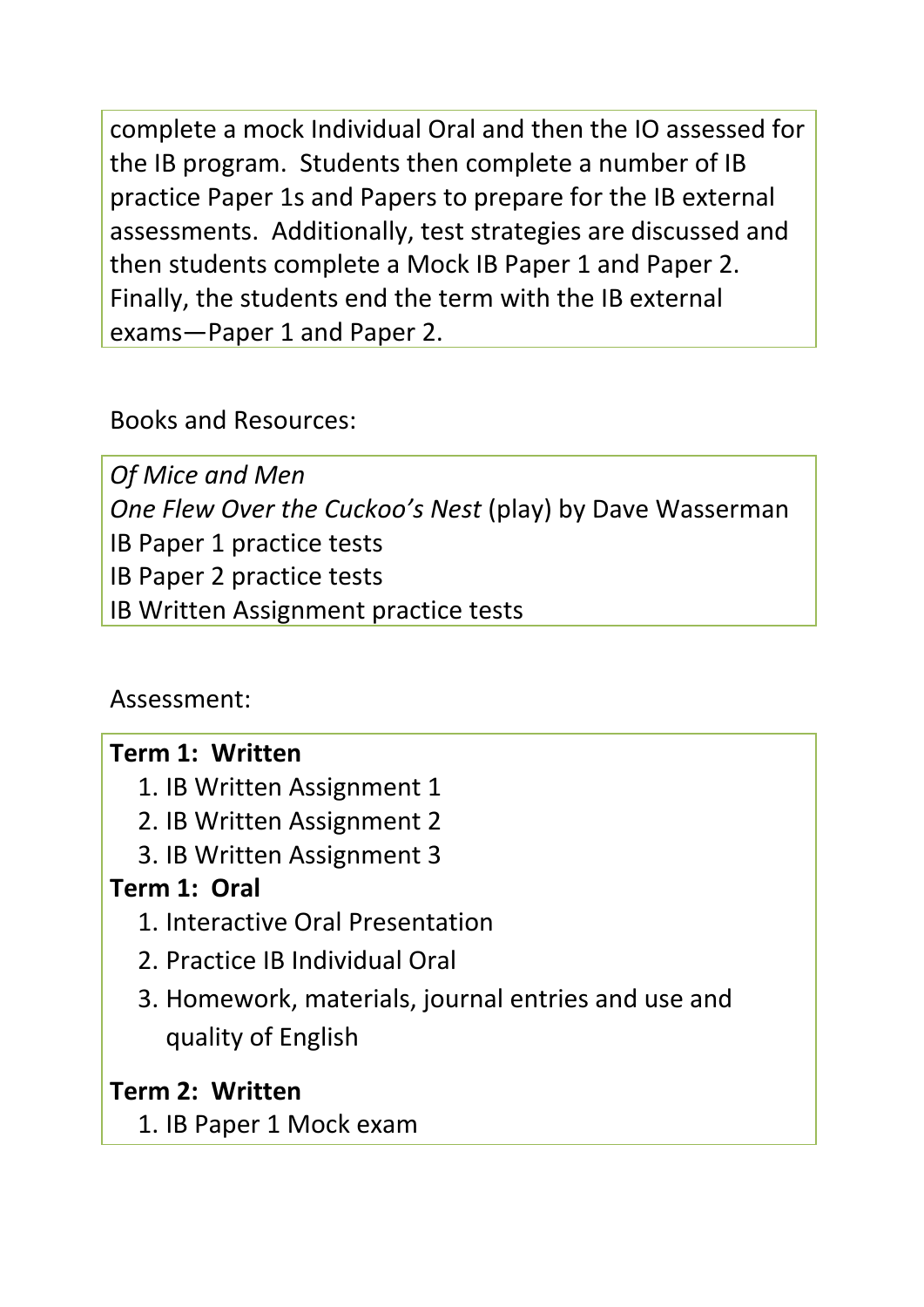complete a mock Individual Oral and then the IO assessed for the IB program. Students then complete a number of IB practice Paper 1s and Papers to prepare for the IB external assessments. Additionally, test strategies are discussed and then students complete a Mock IB Paper 1 and Paper 2. Finally, the students end the term with the IB external exams—Paper 1 and Paper 2.

Books and Resources:

*Of Mice and Men*
*One Flew Over the Cuckoo's Nest* (play) by Dave Wasserman
IB Paper 1 practice tests
IB Paper 2 practice tests
IB Written Assignment practice tests

Assessment:

**Term 1: Written**

1. IB Written Assignment 1
2. IB Written Assignment 2
3. IB Written Assignment 3

**Term 1: Oral**

1. Interactive Oral Presentation
2. Practice IB Individual Oral
3. Homework, materials, journal entries and use and quality of English

**Term 2: Written**

1. IB Paper 1 Mock exam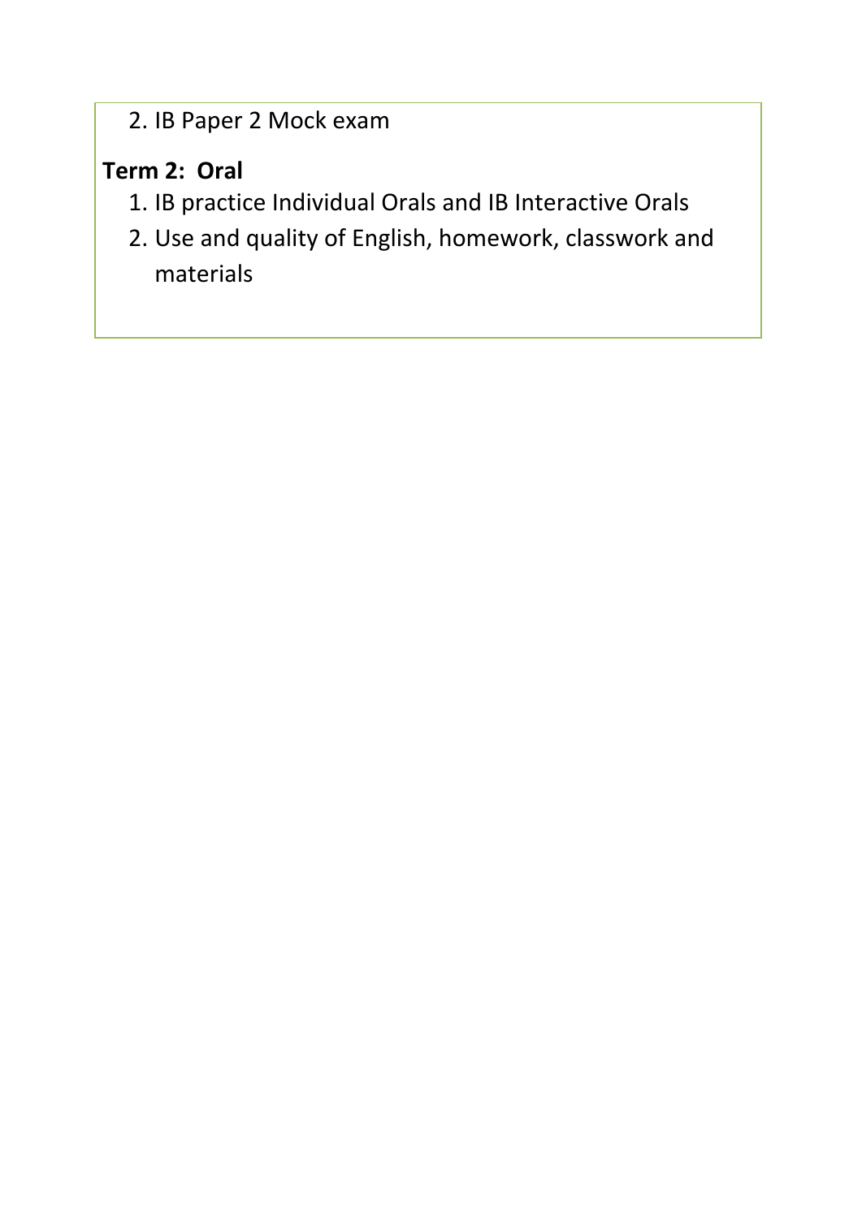2. IB Paper 2 Mock exam

**Term 2: Oral**

1. IB practice Individual Orals and IB Interactive Orals
2. Use and quality of English, homework, classwork and materials